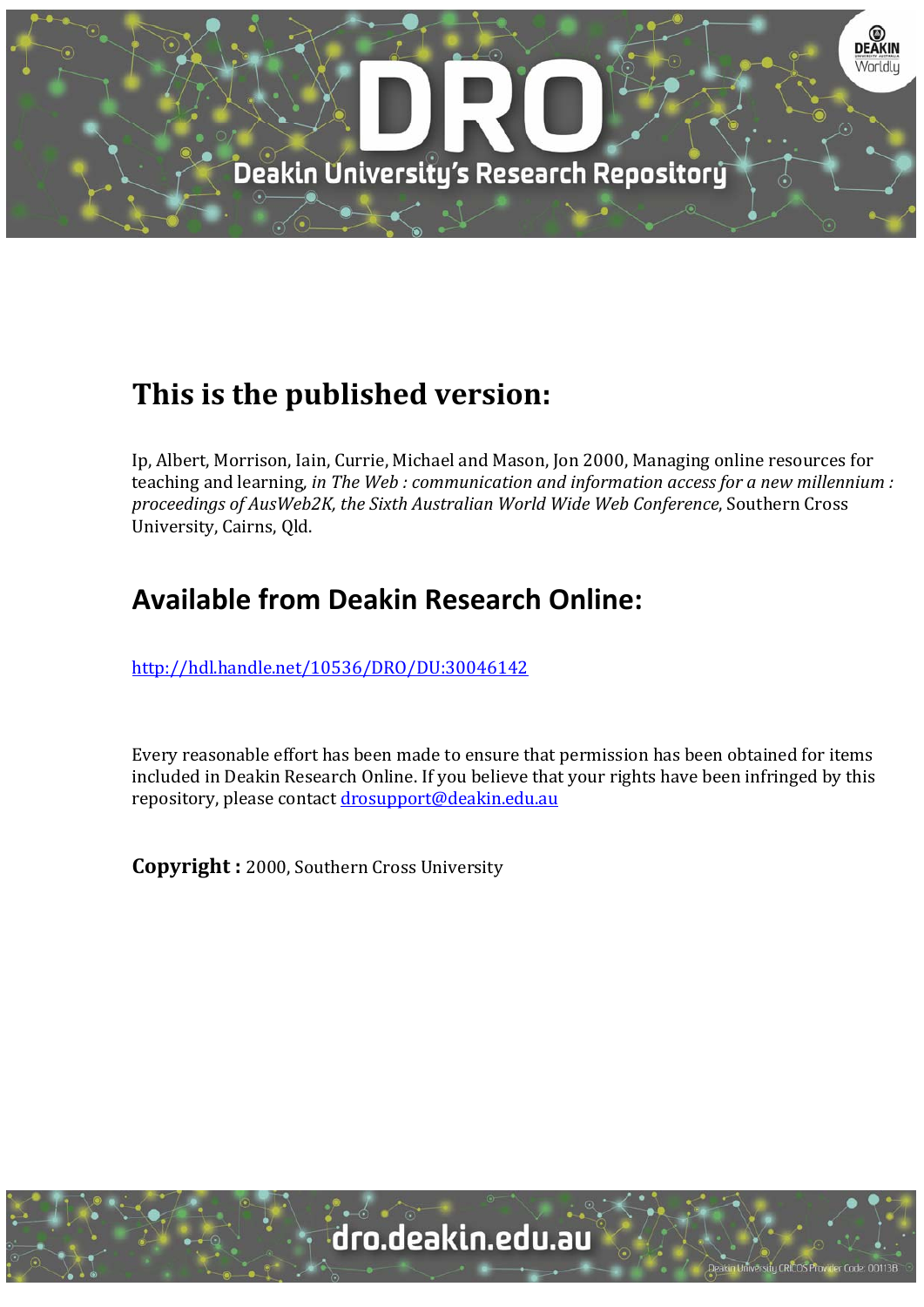# This is the published version:

Ip, Albert, Morrison, Iain, Currie, Michael and Mason, Jon 2000, Managing online resources for teaching and learning, *in The Web : communication and information access for a new millennium : proceedings of AusWeb2K, the Sixth Australian World Wide Web Conference*, Southern Cross University, Cairns, Qld.

# Available from Deakin Research Online:

http://hdl.handle.net/10536/DRO/DU:30046142

Every reasonable effort has been made to ensure that permission has been obtained for items included in Deakin Research Online. If you believe that your rights have been infringed by this repository, please contact drosupport@deakin.edu.au

**Copyright :** 2000, Southern Cross University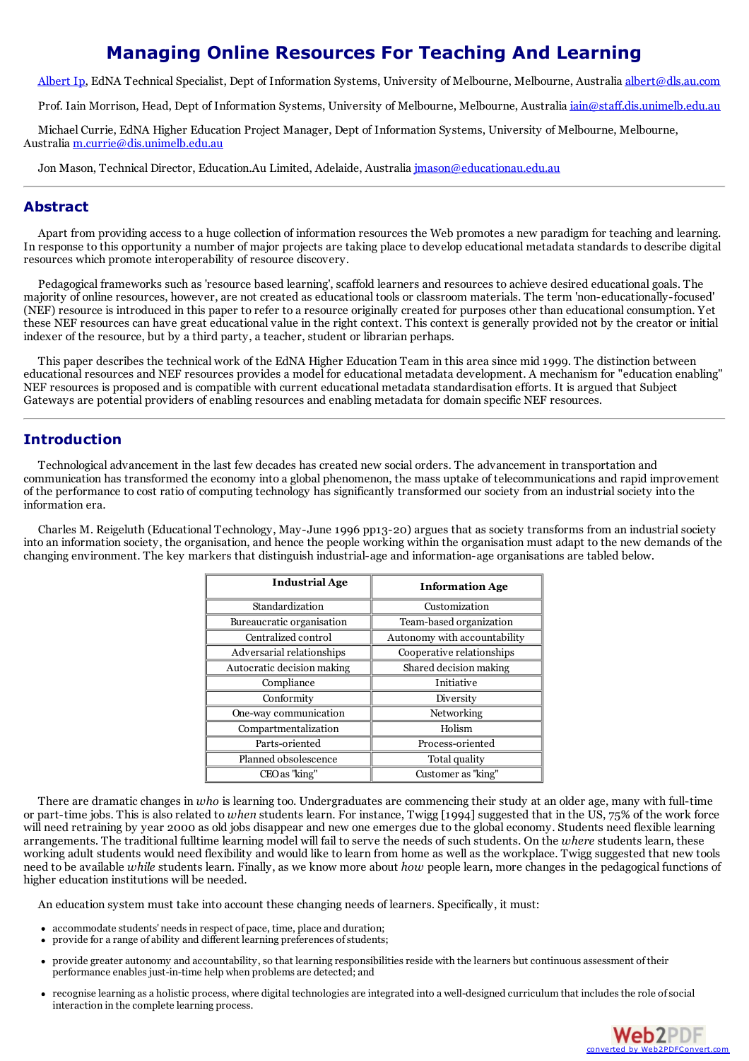# Managing Online Resources For Teaching And Learning

Albert Ip, EdNA Technical Specialist, Dept of Information Systems, University of Melbourne, Melbourne, Australia albert@dls.au.com

Prof. Iain Morrison, Head, Dept of Information Systems, University of Melbourne, Melbourne, Australia iain@staff.dis.unimelb.edu.au

Michael Currie, EdNA Higher Education Project Manager, Dept of Information Systems, University of Melbourne, Melbourne, Australia m.currie@dis.unimelb.edu.au

Jon Mason, Technical Director, Education.Au Limited, Adelaide, Australia jmason@educationau.edu.au

## Abstract

Apart from providing access to a huge collection of information resources the Web promotes a new paradigm for teaching and learning. In response to this opportunity a number of major projects are taking place to develop educational metadata standards to describe digital resources which promote interoperability of resource discovery.

Pedagogical frameworks such as 'resource based learning', scaffold learners and resources to achieve desired educational goals. The majority of online resources, however, are not created as educational tools or classroom materials. The term 'non-educationally-focused' (NEF) resource is introduced in this paper to refer to a resource originally created for purposes other than educational consumption. Yet these NEF resources can have great educational value in the right context. This context is generally provided not by the creator or initial indexer of the resource, but by a third party, a teacher, student or librarian perhaps.

This paper describes the technical work of the EdNA Higher Education Team in this area since mid 1999. The distinction between educational resources and NEF resources provides a model for educational metadata development. A mechanism for "education enabling" NEF resources is proposed and is compatible with current educational metadata standardisation efforts. It is argued that Subject Gateways are potential providers of enabling resources and enabling metadata for domain specific NEF resources.

## Introduction

Technological advancement in the last few decades has created new social orders. The advancement in transportation and communication has transformed the economy into a global phenomenon, the mass uptake of telecommunications and rapid improvement of the performance to cost ratio of computing technology has significantly transformed our society from an industrial society into the information era.

Charles M. Reigeluth (Educational Technology, May-June 1996 pp13-20) argues that as society transforms from an industrial society into an information society, the organisation, and hence the people working within the organisation must adapt to the new demands of the changing environment. The key markers that distinguish industrial-age and information-age organisations are tabled below.

| Industrial Age | Information Age |
|---|---|
| Standardization | Customization |
| Bureaucratic organisation | Team-based organization |
| Centralized control | Autonomy with accountability |
| Adversarial relationships | Cooperative relationships |
| Autocratic decision making | Shared decision making |
| Compliance | Initiative |
| Conformity | Diversity |
| One-way communication | Networking |
| Compartmentalization | Holism |
| Parts-oriented | Process-oriented |
| Planned obsolescence | Total quality |
| CEO as "king" | Customer as "king" |

There are dramatic changes in *who* is learning too. Undergraduates are commencing their study at an older age, many with full-time or part-time jobs. This is also related to *when* students learn. For instance, Twigg [1994] suggested that in the US, 75% of the work force will need retraining by year 2000 as old jobs disappear and new one emerges due to the global economy. Students need flexible learning arrangements. The traditional fulltime learning model will fail to serve the needs of such students. On the *where* students learn, these working adult students would need flexibility and would like to learn from home as well as the workplace. Twigg suggested that new tools need to be available *while* students learn. Finally, as we know more about *how* people learn, more changes in the pedagogical functions of higher education institutions will be needed.

An education system must take into account these changing needs of learners. Specifically, it must:

- accommodate students' needs in respect of pace, time, place and duration;
- provide for a range of ability and different learning preferences of students;
- provide greater autonomy and accountability, so that learning responsibilities reside with the learners but continuous assessment of their performance enables just-in-time help when problems are detected; and
- recognise learning as a holistic process, where digital technologies are integrated into a well-designed curriculum that includes the role of social interaction in the complete learning process.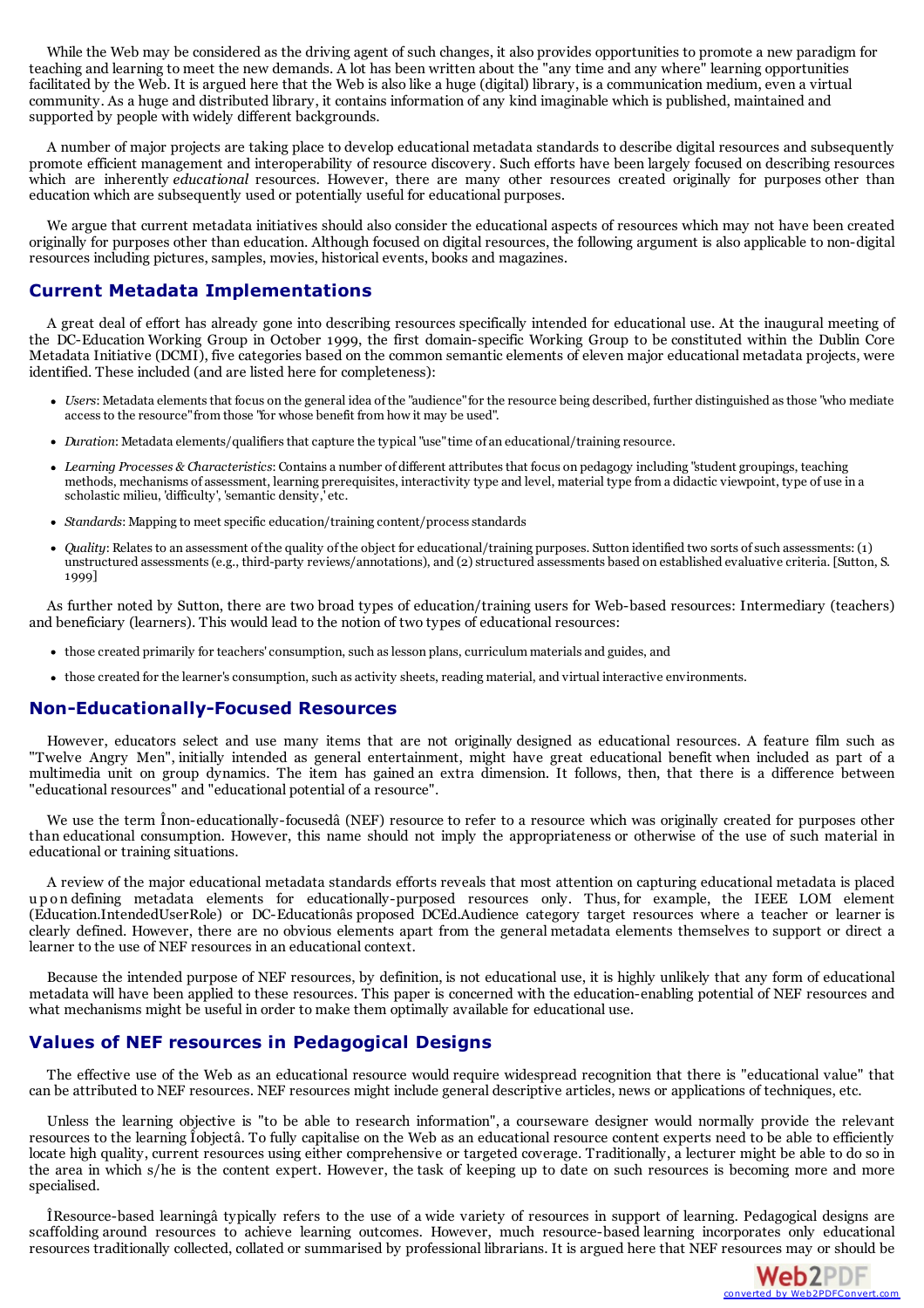While the Web may be considered as the driving agent of such changes, it also provides opportunities to promote a new paradigm for teaching and learning to meet the new demands. A lot has been written about the "any time and any where" learning opportunities facilitated by the Web. It is argued here that the Web is also like a huge (digital) library, is a communication medium, even a virtual community. As a huge and distributed library, it contains information of any kind imaginable which is published, maintained and supported by people with widely different backgrounds.

A number of major projects are taking place to develop educational metadata standards to describe digital resources and subsequently promote efficient management and interoperability of resource discovery. Such efforts have been largely focused on describing resources which are inherently *educational* resources. However, there are many other resources created originally for purposes other than education which are subsequently used or potentially useful for educational purposes.

We argue that current metadata initiatives should also consider the educational aspects of resources which may not have been created originally for purposes other than education. Although focused on digital resources, the following argument is also applicable to non-digital resources including pictures, samples, movies, historical events, books and magazines.

## Current Metadata Implementations

A great deal of effort has already gone into describing resources specifically intended for educational use. At the inaugural meeting of the DC-Education Working Group in October 1999, the first domain-specific Working Group to be constituted within the Dublin Core Metadata Initiative (DCMI), five categories based on the common semantic elements of eleven major educational metadata projects, were identified. These included (and are listed here for completeness):

- *Users*: Metadata elements that focus on the general idea of the "audience" for the resource being described, further distinguished as those "who mediate access to the resource" from those "for whose benefit from how it may be used".
- *Duration*: Metadata elements/qualifiers that capture the typical "use" time of an educational/training resource.
- *Learning Processes & Characteristics*: Contains a number of different attributes that focus on pedagogy including "student groupings, teaching methods, mechanisms of assessment, learning prerequisites, interactivity type and level, material type from a didactic viewpoint, type of use in a scholastic milieu, 'difficulty', 'semantic density,' etc.
- *Standards*: Mapping to meet specific education/training content/process standards
- *Quality*: Relates to an assessment of the quality of the object for educational/training purposes. Sutton identified two sorts of such assessments: (1) unstructured assessments (e.g., third-party reviews/annotations), and (2) structured assessments based on established evaluative criteria. [Sutton, S. 1999]

As further noted by Sutton, there are two broad types of education/training users for Web-based resources: Intermediary (teachers) and beneficiary (learners). This would lead to the notion of two types of educational resources:

- those created primarily for teachers' consumption, such as lesson plans, curriculum materials and guides, and
- those created for the learner's consumption, such as activity sheets, reading material, and virtual interactive environments.

## Non-Educationally-Focused Resources

However, educators select and use many items that are not originally designed as educational resources. A feature film such as "Twelve Angry Men", initially intended as general entertainment, might have great educational benefit when included as part of a multimedia unit on group dynamics. The item has gained an extra dimension. It follows, then, that there is a difference between "educational resources" and "educational potential of a resource".

We use the term Înon-educationally-focusedâ (NEF) resource to refer to a resource which was originally created for purposes other than educational consumption. However, this name should not imply the appropriateness or otherwise of the use of such material in educational or training situations.

A review of the major educational metadata standards efforts reveals that most attention on capturing educational metadata is placed upon defining metadata elements for educationally-purposed resources only. Thus, for example, the IEEE LOM element (Education.IntendedUserRole) or DC-Educationâs proposed DCEd.Audience category target resources where a teacher or learner is clearly defined. However, there are no obvious elements apart from the general metadata elements themselves to support or direct a learner to the use of NEF resources in an educational context.

Because the intended purpose of NEF resources, by definition, is not educational use, it is highly unlikely that any form of educational metadata will have been applied to these resources. This paper is concerned with the education-enabling potential of NEF resources and what mechanisms might be useful in order to make them optimally available for educational use.

## Values of NEF resources in Pedagogical Designs

The effective use of the Web as an educational resource would require widespread recognition that there is "educational value" that can be attributed to NEF resources. NEF resources might include general descriptive articles, news or applications of techniques, etc.

Unless the learning objective is "to be able to research information", a courseware designer would normally provide the relevant resources to the learning Îobjectâ. To fully capitalise on the Web as an educational resource content experts need to be able to efficiently locate high quality, current resources using either comprehensive or targeted coverage. Traditionally, a lecturer might be able to do so in the area in which s/he is the content expert. However, the task of keeping up to date on such resources is becoming more and more specialised.

ÎResource-based learningâ typically refers to the use of a wide variety of resources in support of learning. Pedagogical designs are scaffolding around resources to achieve learning outcomes. However, much resource-based learning incorporates only educational resources traditionally collected, collated or summarised by professional librarians. It is argued here that NEF resources may or should be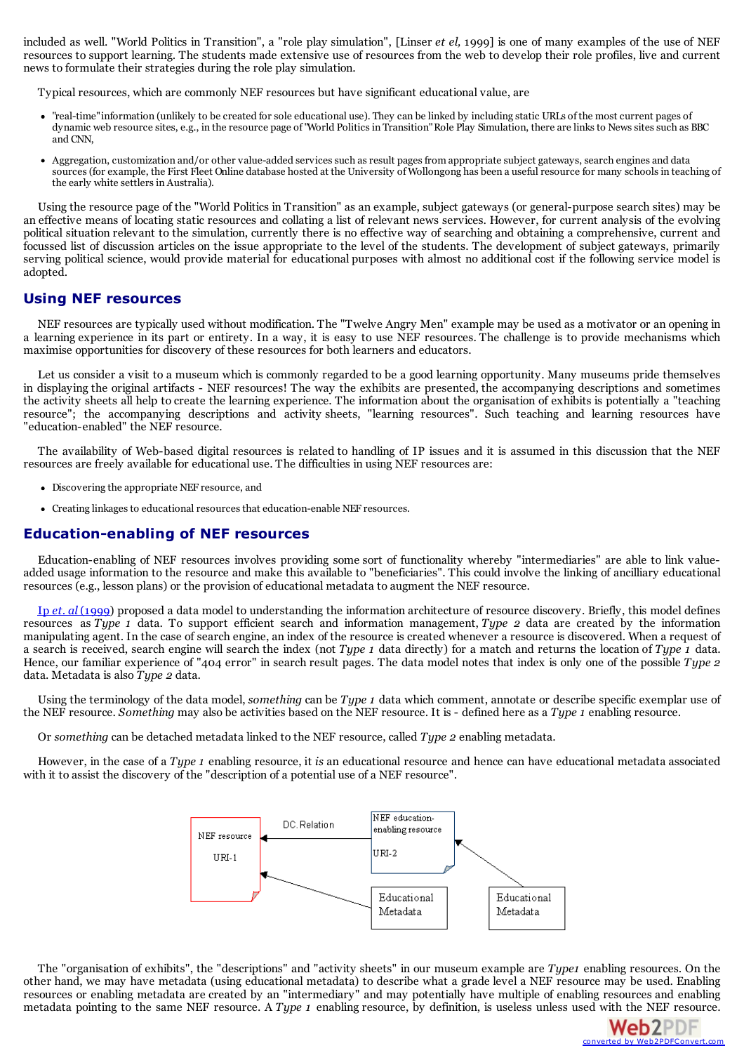included as well. "World Politics in Transition", a "role play simulation", [Linser *et el,* 1999] is one of many examples of the use of NEF resources to support learning. The students made extensive use of resources from the web to develop their role profiles, live and current news to formulate their strategies during the role play simulation.

Typical resources, which are commonly NEF resources but have significant educational value, are

- "real-time" information (unlikely to be created for sole educational use). They can be linked by including static URLs of the most current pages of dynamic web resource sites, e.g., in the resource page of "World Politics in Transition" Role Play Simulation, there are links to News sites such as BBC and CNN,
- Aggregation, customization and/or other value-added services such as result pages from appropriate subject gateways, search engines and data sources (for example, the First Fleet Online database hosted at the University of Wollongong has been a useful resource for many schools in teaching of the early white settlers in Australia).

Using the resource page of the "World Politics in Transition" as an example, subject gateways (or general-purpose search sites) may be an effective means of locating static resources and collating a list of relevant news services. However, for current analysis of the evolving political situation relevant to the simulation, currently there is no effective way of searching and obtaining a comprehensive, current and focussed list of discussion articles on the issue appropriate to the level of the students. The development of subject gateways, primarily serving political science, would provide material for educational purposes with almost no additional cost if the following service model is adopted.

## Using NEF resources

NEF resources are typically used without modification. The "Twelve Angry Men" example may be used as a motivator or an opening in a learning experience in its part or entirety. In a way, it is easy to use NEF resources. The challenge is to provide mechanisms which maximise opportunities for discovery of these resources for both learners and educators.

Let us consider a visit to a museum which is commonly regarded to be a good learning opportunity. Many museums pride themselves in displaying the original artifacts - NEF resources! The way the exhibits are presented, the accompanying descriptions and sometimes the activity sheets all help to create the learning experience. The information about the organisation of exhibits is potentially a "teaching resource"; the accompanying descriptions and activity sheets, "learning resources". Such teaching and learning resources have "education-enabled" the NEF resource.

The availability of Web-based digital resources is related to handling of IP issues and it is assumed in this discussion that the NEF resources are freely available for educational use. The difficulties in using NEF resources are:

- Discovering the appropriate NEF resource, and
- Creating linkages to educational resources that education-enable NEF resources.

## Education-enabling of NEF resources

Education-enabling of NEF resources involves providing some sort of functionality whereby "intermediaries" are able to link value-added usage information to the resource and make this available to "beneficiaries". This could involve the linking of ancilliary educational resources (e.g., lesson plans) or the provision of educational metadata to augment the NEF resource.

Ip *et. al* (1999) proposed a data model to understanding the information architecture of resource discovery. Briefly, this model defines resources as *Type 1* data. To support efficient search and information management, *Type 2* data are created by the information manipulating agent. In the case of search engine, an index of the resource is created whenever a resource is discovered. When a request of a search is received, search engine will search the index (not *Type 1* data directly) for a match and returns the location of *Type 1* data. Hence, our familiar experience of "404 error" in search result pages. The data model notes that index is only one of the possible *Type 2* data. Metadata is also *Type 2* data.

Using the terminology of the data model, *something* can be *Type 1* data which comment, annotate or describe specific exemplar use of the NEF resource. *Something* may also be activities based on the NEF resource. It is - defined here as a *Type 1* enabling resource.

Or *something* can be detached metadata linked to the NEF resource, called *Type 2* enabling metadata.

However, in the case of a *Type 1* enabling resource, it *is* an educational resource and hence can have educational metadata associated with it to assist the discovery of the "description of a potential use of a NEF resource".

NEF resource URI-1 ← DC.Relation — NEF education-enabling resource URI-2; Educational Metadata → NEF resource; Educational Metadata → NEF education-enabling resource

The "organisation of exhibits", the "descriptions" and "activity sheets" in our museum example are *Type1* enabling resources. On the other hand, we may have metadata (using educational metadata) to describe what a grade level a NEF resource may be used. Enabling resources or enabling metadata are created by an "intermediary" and may potentially have multiple of enabling resources and enabling metadata pointing to the same NEF resource. A *Type 1* enabling resource, by definition, is useless unless used with the NEF resource.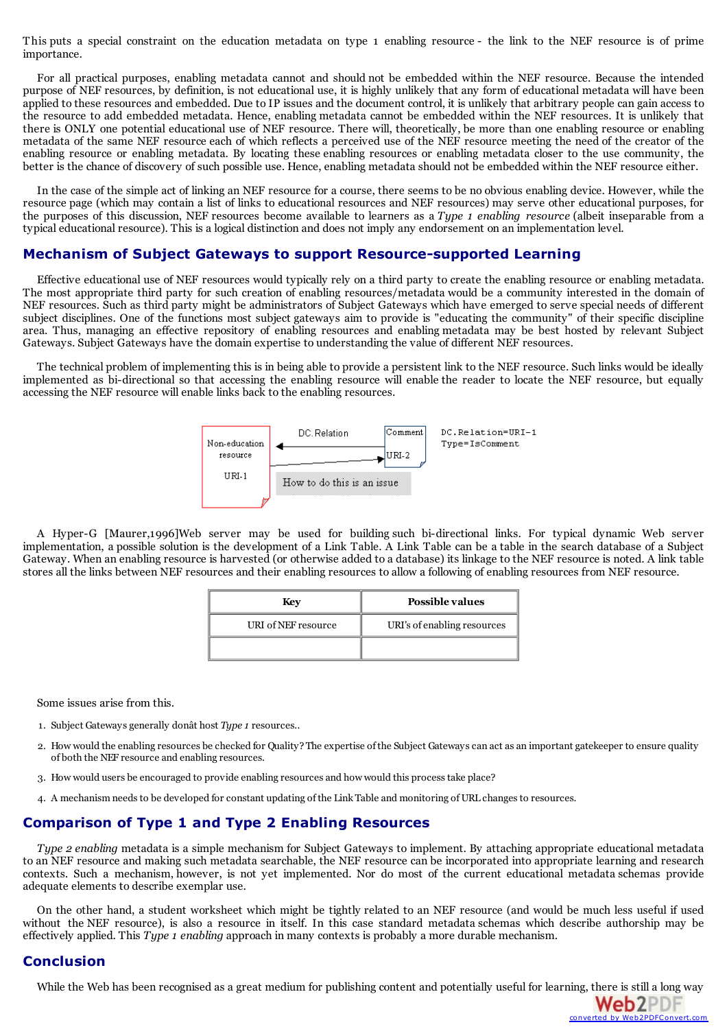This puts a special constraint on the education metadata on type 1 enabling resource - the link to the NEF resource is of prime importance.

For all practical purposes, enabling metadata cannot and should not be embedded within the NEF resource. Because the intended purpose of NEF resources, by definition, is not educational use, it is highly unlikely that any form of educational metadata will have been applied to these resources and embedded. Due to IP issues and the document control, it is unlikely that arbitrary people can gain access to the resource to add embedded metadata. Hence, enabling metadata cannot be embedded within the NEF resources. It is unlikely that there is ONLY one potential educational use of NEF resource. There will, theoretically, be more than one enabling resource or enabling metadata of the same NEF resource each of which reflects a perceived use of the NEF resource meeting the need of the creator of the enabling resource or enabling metadata. By locating these enabling resources or enabling metadata closer to the use community, the better is the chance of discovery of such possible use. Hence, enabling metadata should not be embedded within the NEF resource either.

In the case of the simple act of linking an NEF resource for a course, there seems to be no obvious enabling device. However, while the resource page (which may contain a list of links to educational resources and NEF resources) may serve other educational purposes, for the purposes of this discussion, NEF resources become available to learners as a *Type 1 enabling resource* (albeit inseparable from a typical educational resource). This is a logical distinction and does not imply any endorsement on an implementation level.

## Mechanism of Subject Gateways to support Resource-supported Learning

Effective educational use of NEF resources would typically rely on a third party to create the enabling resource or enabling metadata. The most appropriate third party for such creation of enabling resources/metadata would be a community interested in the domain of NEF resources. Such as third party might be administrators of Subject Gateways which have emerged to serve special needs of different subject disciplines. One of the functions most subject gateways aim to provide is "educating the community" of their specific discipline area. Thus, managing an effective repository of enabling resources and enabling metadata may be best hosted by relevant Subject Gateways. Subject Gateways have the domain expertise to understanding the value of different NEF resources.

The technical problem of implementing this is in being able to provide a persistent link to the NEF resource. Such links would be ideally implemented as bi-directional so that accessing the enabling resource will enable the reader to locate the NEF resource, but equally accessing the NEF resource will enable links back to the enabling resources.

Non-education resource URI-1 — DC.Relation — Comment URI-2 — DC.Relation=URI-1 Type=IsComment — How to do this is an issue

A Hyper-G [Maurer,1996]Web server may be used for building such bi-directional links. For typical dynamic Web server implementation, a possible solution is the development of a Link Table. A Link Table can be a table in the search database of a Subject Gateway. When an enabling resource is harvested (or otherwise added to a database) its linkage to the NEF resource is noted. A link table stores all the links between NEF resources and their enabling resources to allow a following of enabling resources from NEF resource.

| Key | Possible values |
|---|---|
| URI of NEF resource | URI's of enabling resources |
| | |

Some issues arise from this.

1. Subject Gateways generally donât host *Type 1* resources..
2. How would the enabling resources be checked for Quality? The expertise of the Subject Gateways can act as an important gatekeeper to ensure quality of both the NEF resource and enabling resources.
3. How would users be encouraged to provide enabling resources and how would this process take place?
4. A mechanism needs to be developed for constant updating of the Link Table and monitoring of URL changes to resources.

## Comparison of Type 1 and Type 2 Enabling Resources

*Type 2 enabling* metadata is a simple mechanism for Subject Gateways to implement. By attaching appropriate educational metadata to an NEF resource and making such metadata searchable, the NEF resource can be incorporated into appropriate learning and research contexts. Such a mechanism, however, is not yet implemented. Nor do most of the current educational metadata schemas provide adequate elements to describe exemplar use.

On the other hand, a student worksheet which might be tightly related to an NEF resource (and would be much less useful if used without the NEF resource), is also a resource in itself. In this case standard metadata schemas which describe authorship may be effectively applied. This *Type 1 enabling* approach in many contexts is probably a more durable mechanism.

## Conclusion

While the Web has been recognised as a great medium for publishing content and potentially useful for learning, there is still a long way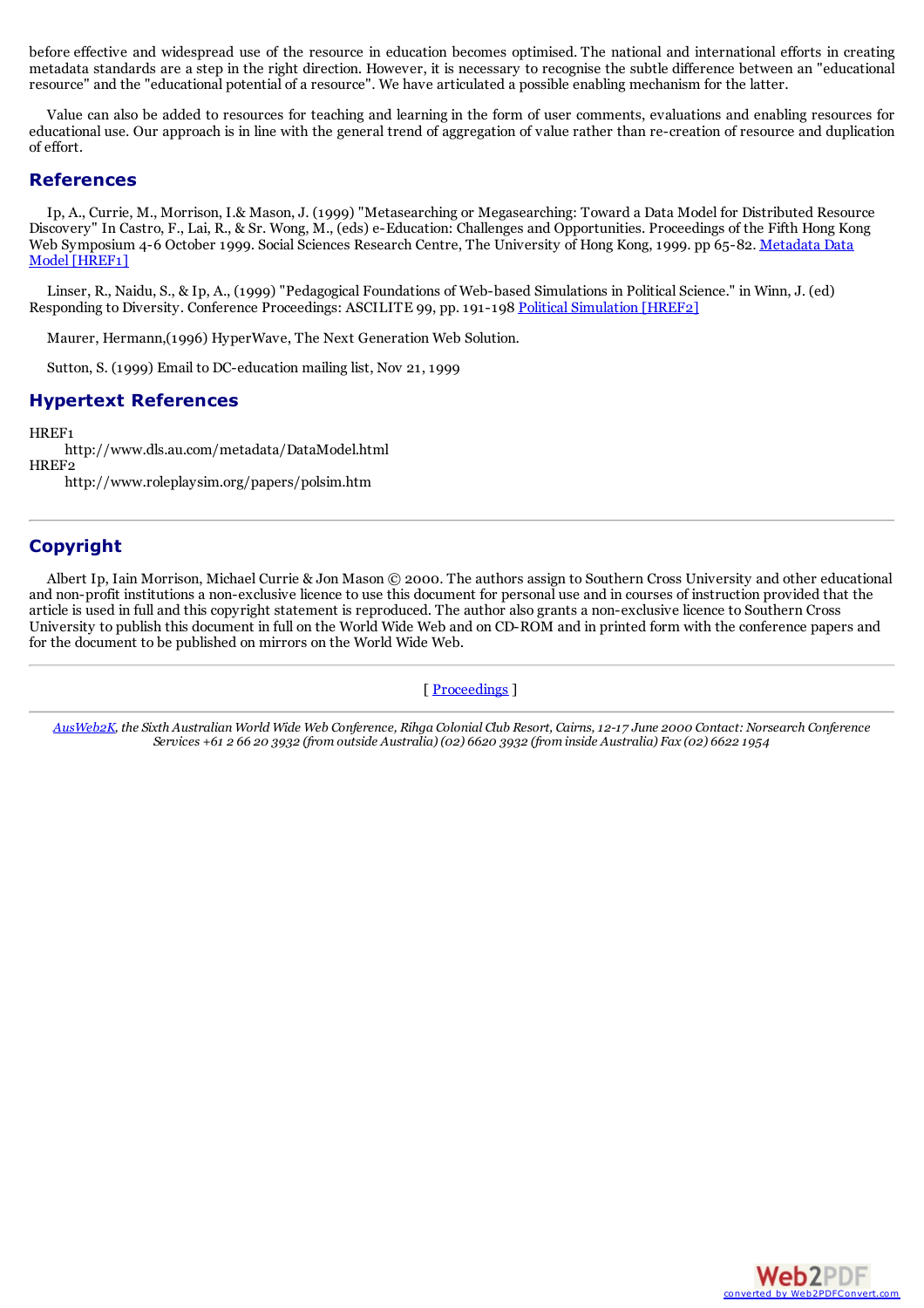before effective and widespread use of the resource in education becomes optimised. The national and international efforts in creating metadata standards are a step in the right direction. However, it is necessary to recognise the subtle difference between an "educational resource" and the "educational potential of a resource". We have articulated a possible enabling mechanism for the latter.

Value can also be added to resources for teaching and learning in the form of user comments, evaluations and enabling resources for educational use. Our approach is in line with the general trend of aggregation of value rather than re-creation of resource and duplication of effort.

## References

Ip, A., Currie, M., Morrison, I.& Mason, J. (1999) "Metasearching or Megasearching: Toward a Data Model for Distributed Resource Discovery" In Castro, F., Lai, R., & Sr. Wong, M., (eds) e-Education: Challenges and Opportunities. Proceedings of the Fifth Hong Kong Web Symposium 4-6 October 1999. Social Sciences Research Centre, The University of Hong Kong, 1999. pp 65-82. Metadata Data Model [HREF1]

Linser, R., Naidu, S., & Ip, A., (1999) "Pedagogical Foundations of Web-based Simulations in Political Science." in Winn, J. (ed) Responding to Diversity. Conference Proceedings: ASCILITE 99, pp. 191-198 Political Simulation [HREF2]

Maurer, Hermann,(1996) HyperWave, The Next Generation Web Solution.

Sutton, S. (1999) Email to DC-education mailing list, Nov 21, 1999

## Hypertext References

HREF1
http://www.dls.au.com/metadata/DataModel.html
HREF2
http://www.roleplaysim.org/papers/polsim.htm

---

## Copyright

Albert Ip, Iain Morrison, Michael Currie & Jon Mason © 2000. The authors assign to Southern Cross University and other educational and non-profit institutions a non-exclusive licence to use this document for personal use and in courses of instruction provided that the article is used in full and this copyright statement is reproduced. The author also grants a non-exclusive licence to Southern Cross University to publish this document in full on the World Wide Web and on CD-ROM and in printed form with the conference papers and for the document to be published on mirrors on the World Wide Web.

---

[ Proceedings ]

---

*AusWeb2K, the Sixth Australian World Wide Web Conference, Rihga Colonial Club Resort, Cairns, 12-17 June 2000 Contact: Norsearch Conference Services +61 2 66 20 3932 (from outside Australia) (02) 6620 3932 (from inside Australia) Fax (02) 6622 1954*